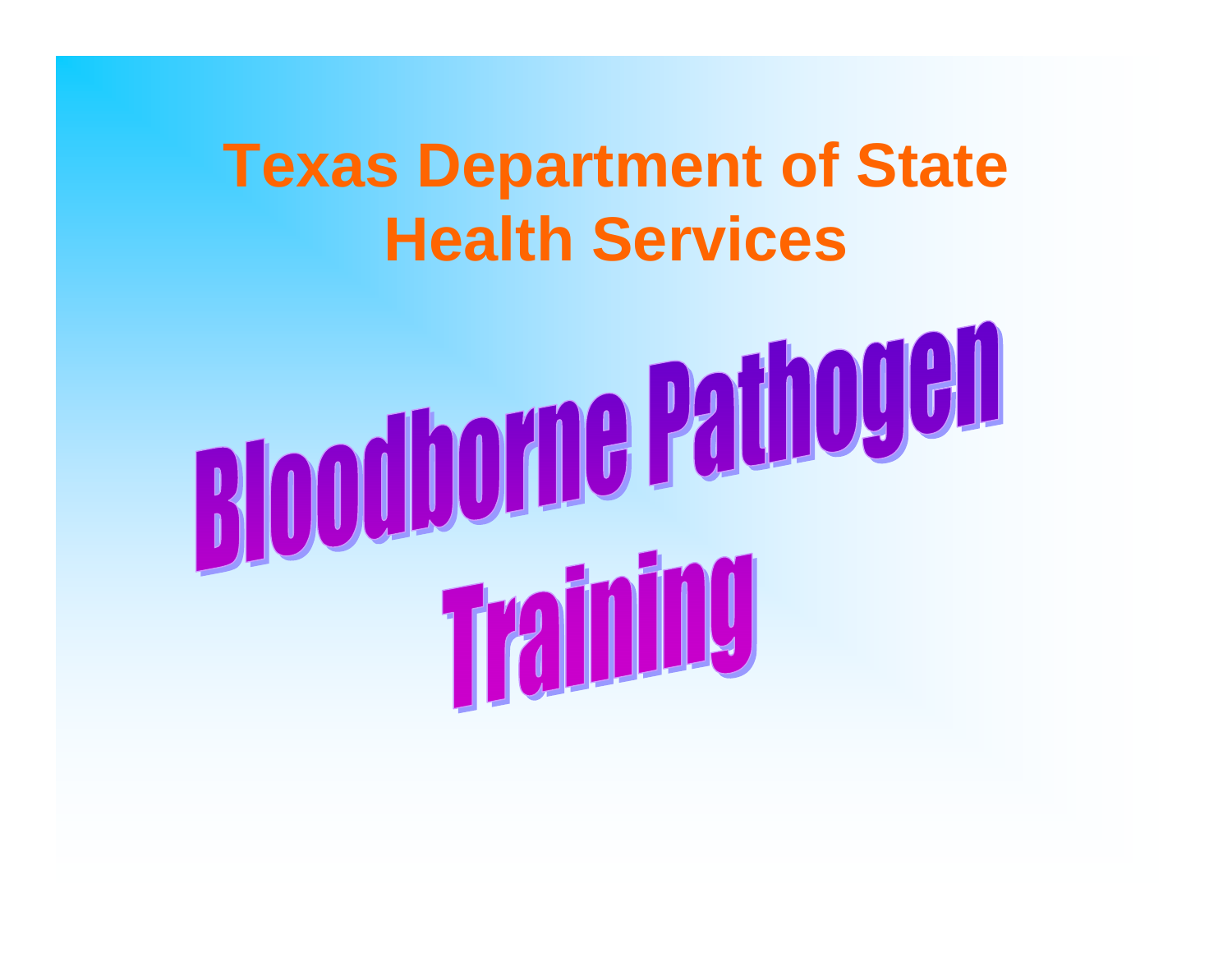# Texas Department of State Health Services

# Bloodborne Pathogen Training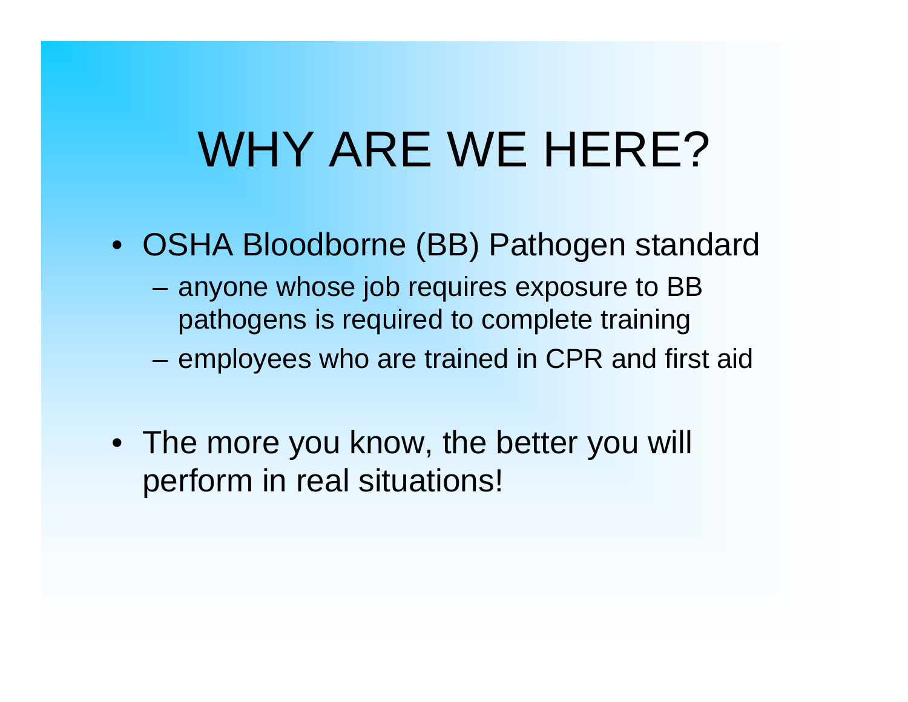# WHY ARE WE HERE?

- OSHA Bloodborne (BB) Pathogen standard
  - anyone whose job requires exposure to BB pathogens is required to complete training
  - employees who are trained in CPR and first aid
- The more you know, the better you will perform in real situations!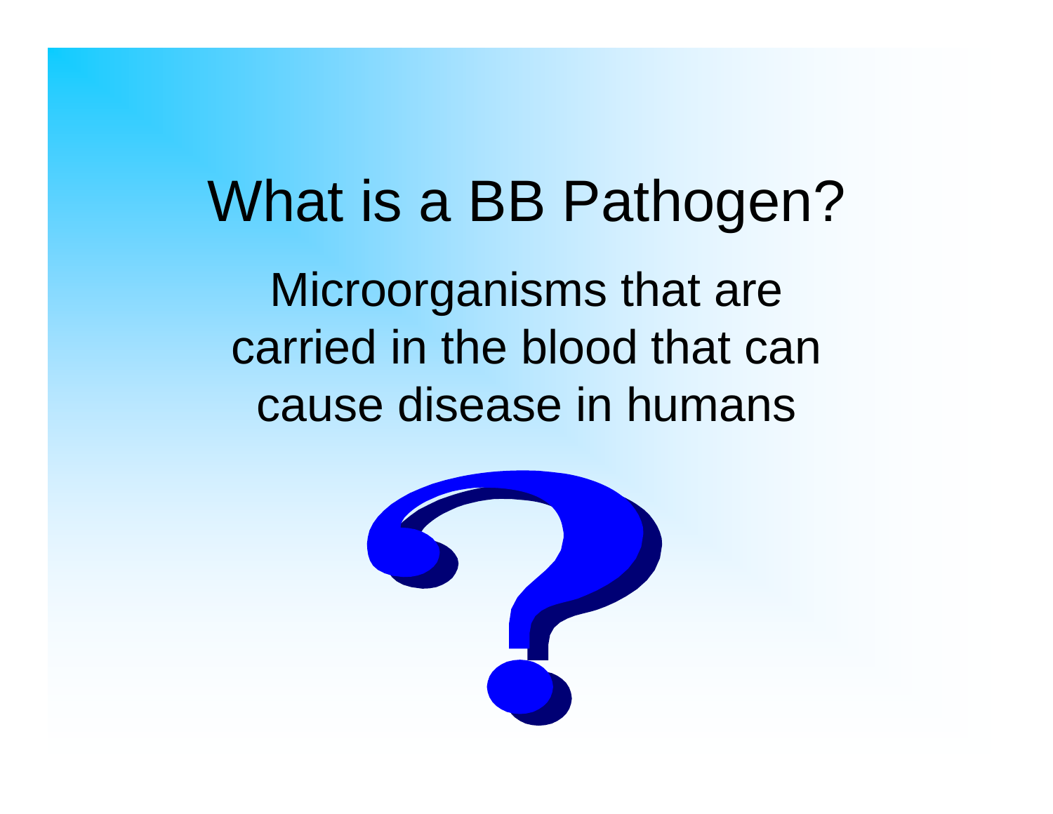# What is a BB Pathogen?

Microorganisms that are carried in the blood that can cause disease in humans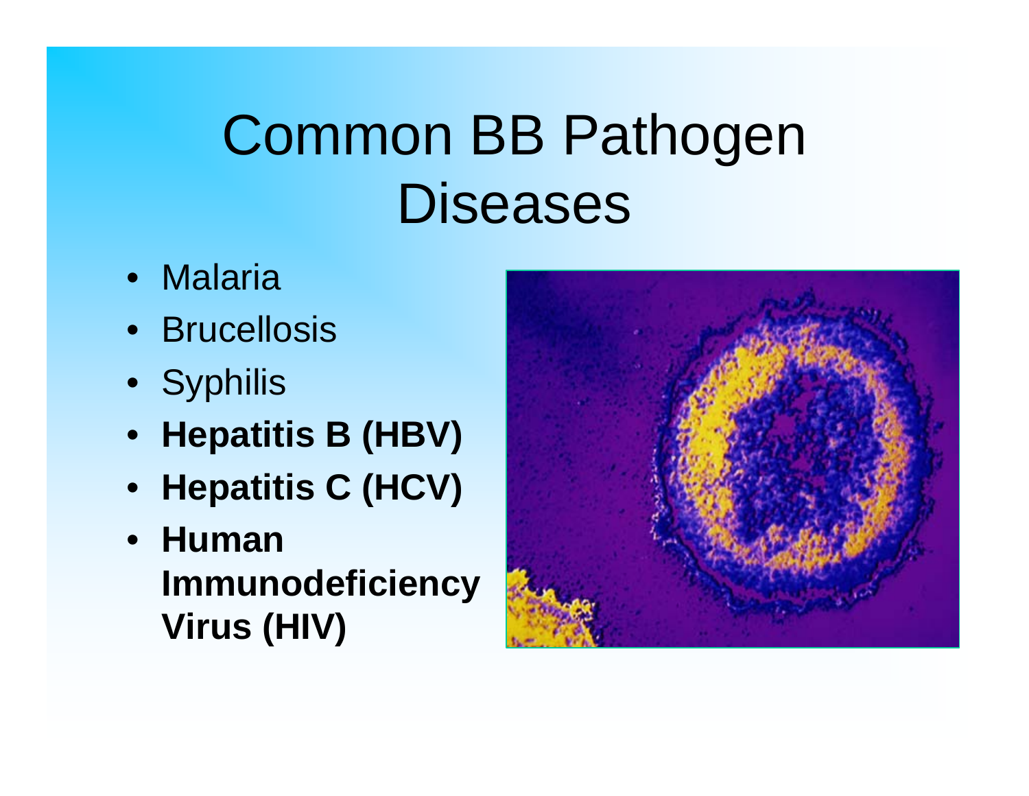# Common BB Pathogen Diseases

- Malaria
- Brucellosis
- Syphilis
- **Hepatitis B (HBV)**
- **Hepatitis C (HCV)**
- **Human Immunodeficiency Virus (HIV)**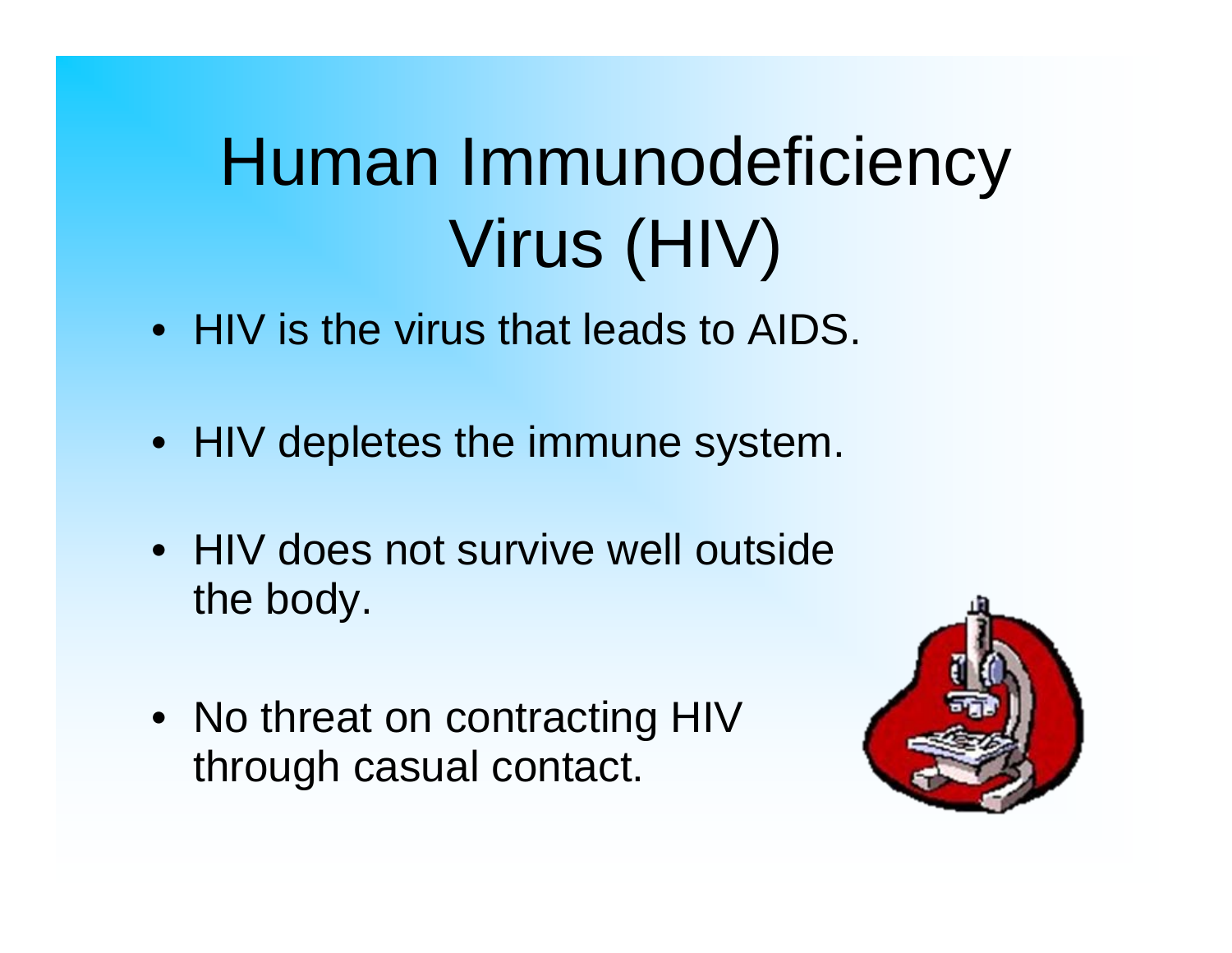# Human Immunodeficiency Virus (HIV)

- HIV is the virus that leads to AIDS.
- HIV depletes the immune system.
- HIV does not survive well outside the body.
- No threat on contracting HIV through casual contact.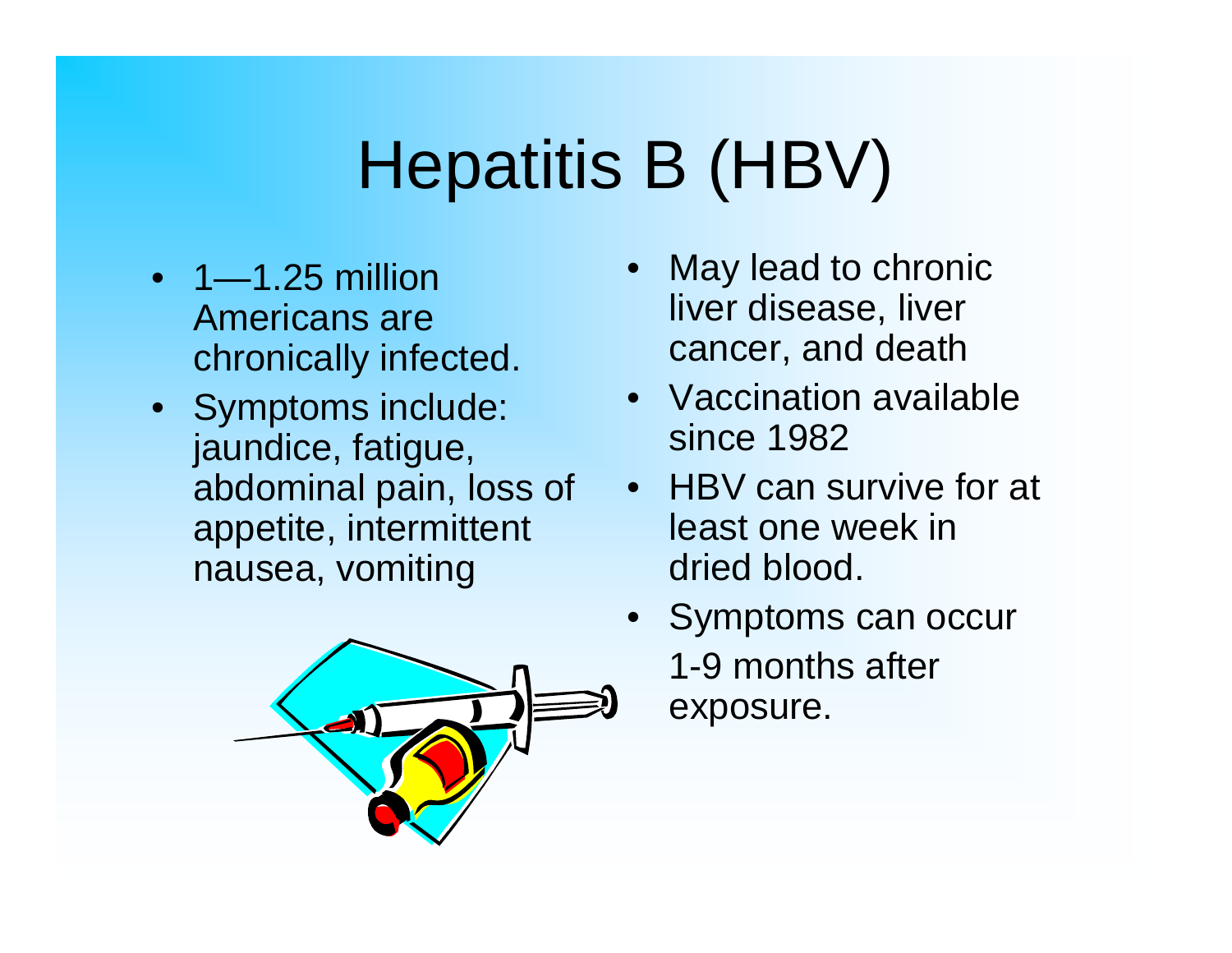# Hepatitis B (HBV)

- 1—1.25 million Americans are chronically infected.
- Symptoms include: jaundice, fatigue, abdominal pain, loss of appetite, intermittent nausea, vomiting
- May lead to chronic liver disease, liver cancer, and death
- Vaccination available since 1982
- HBV can survive for at least one week in dried blood.
- Symptoms can occur 1-9 months after exposure.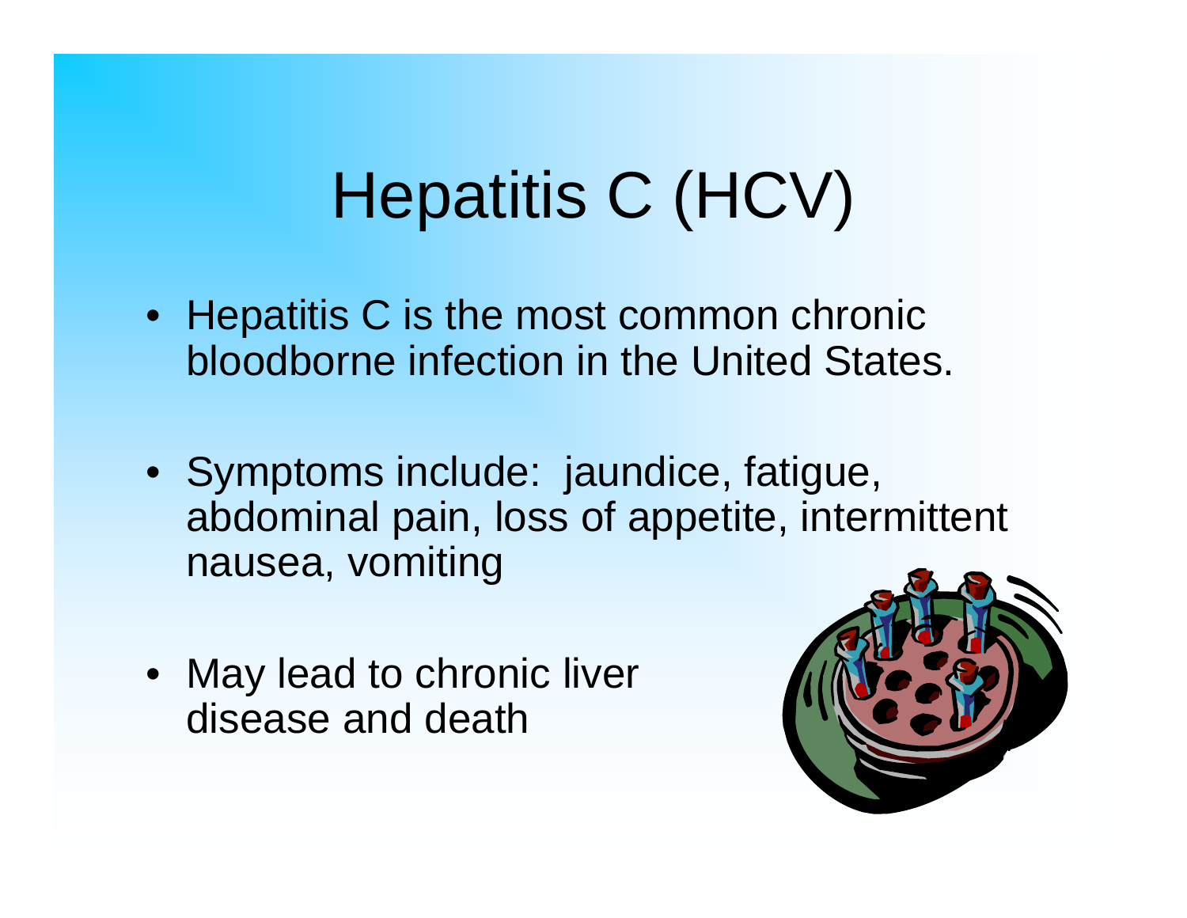# Hepatitis C (HCV)

- Hepatitis C is the most common chronic bloodborne infection in the United States.

- Symptoms include: jaundice, fatigue, abdominal pain, loss of appetite, intermittent nausea, vomiting

- May lead to chronic liver disease and death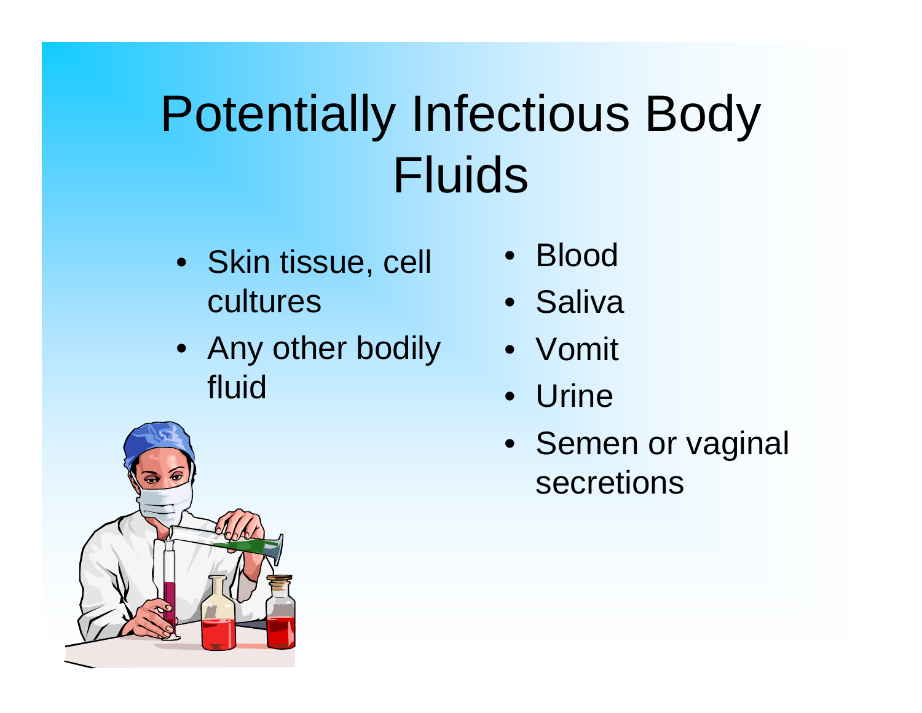# Potentially Infectious Body Fluids

- Skin tissue, cell cultures
- Any other bodily fluid
- Blood
- Saliva
- Vomit
- Urine
- Semen or vaginal secretions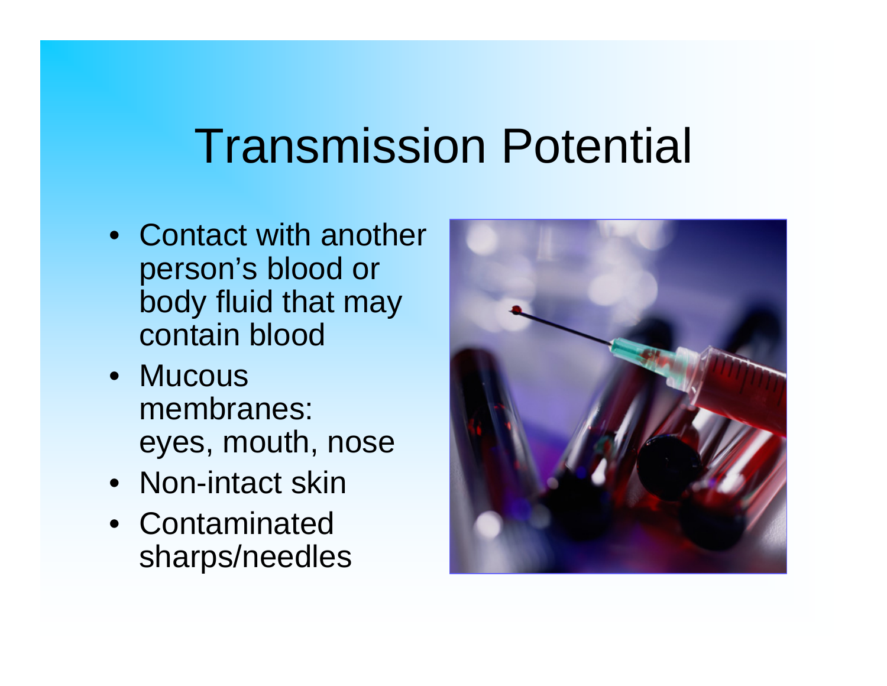# Transmission Potential

- Contact with another person's blood or body fluid that may contain blood
- Mucous membranes: eyes, mouth, nose
- Non-intact skin
- Contaminated sharps/needles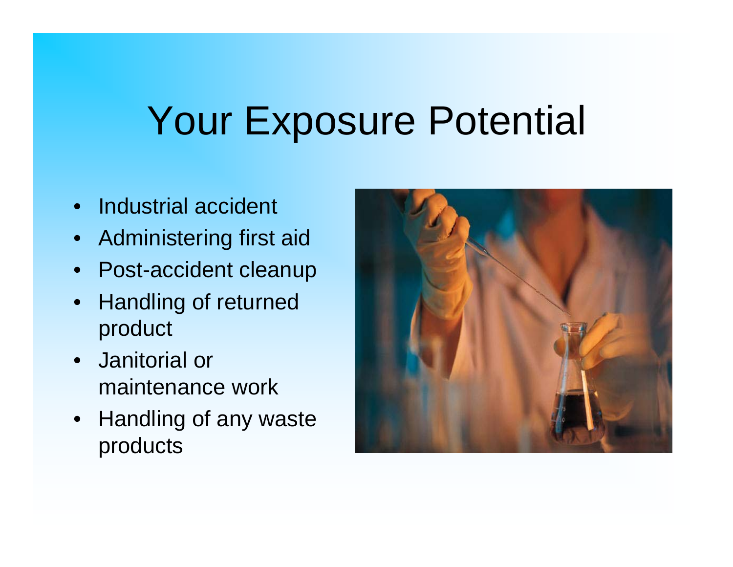# Your Exposure Potential

- Industrial accident
- Administering first aid
- Post-accident cleanup
- Handling of returned product
- Janitorial or maintenance work
- Handling of any waste products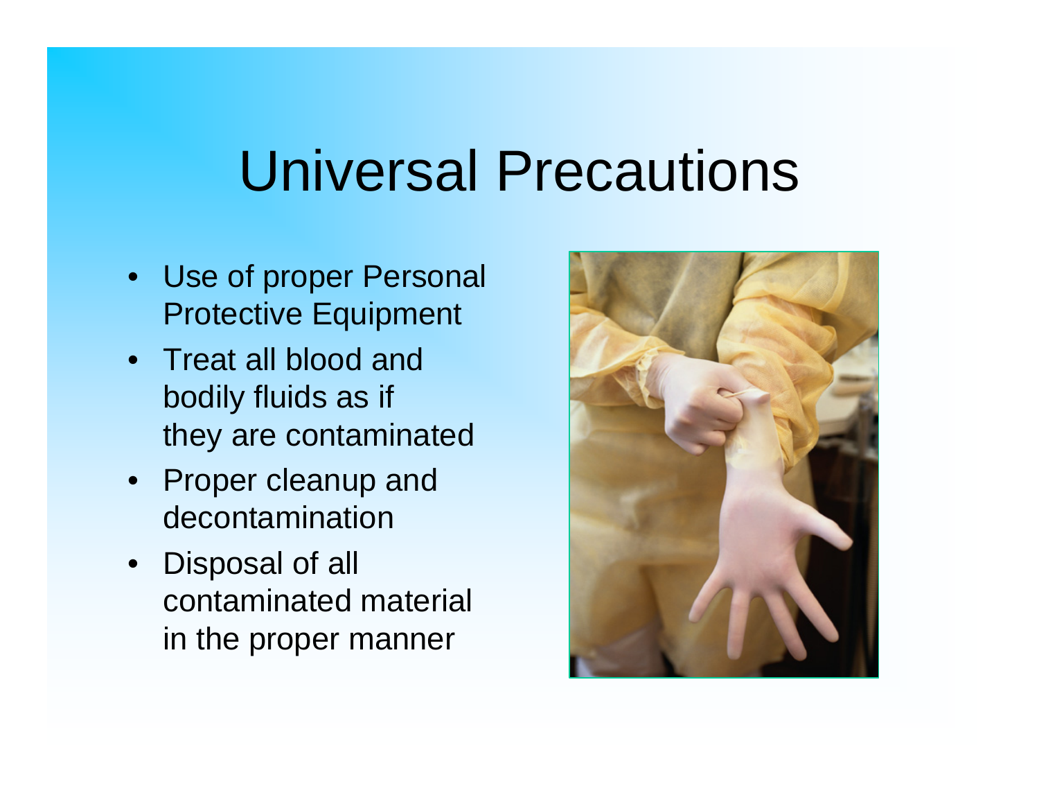# Universal Precautions

- Use of proper Personal Protective Equipment
- Treat all blood and bodily fluids as if they are contaminated
- Proper cleanup and decontamination
- Disposal of all contaminated material in the proper manner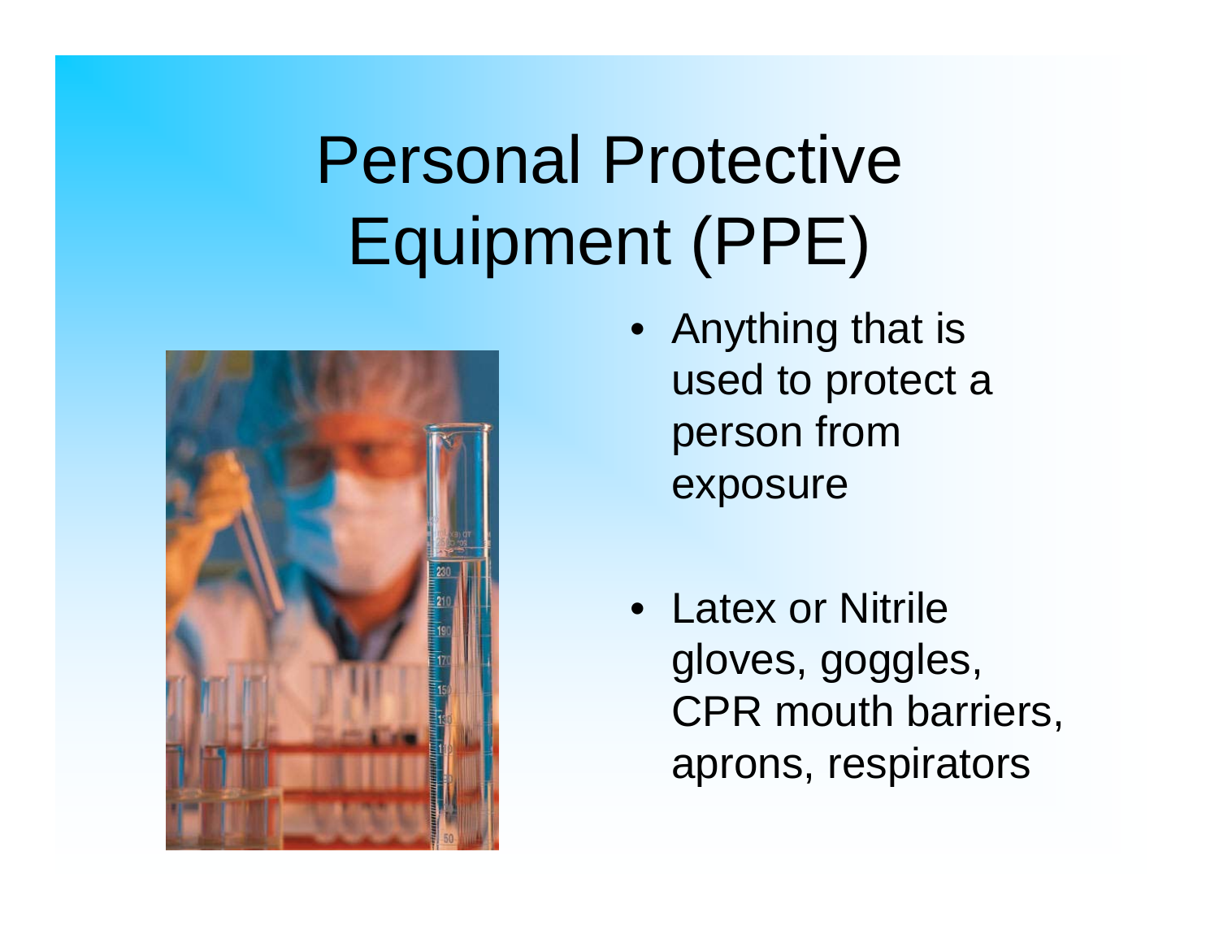# Personal Protective Equipment (PPE)

- Anything that is used to protect a person from exposure
- Latex or Nitrile gloves, goggles, CPR mouth barriers, aprons, respirators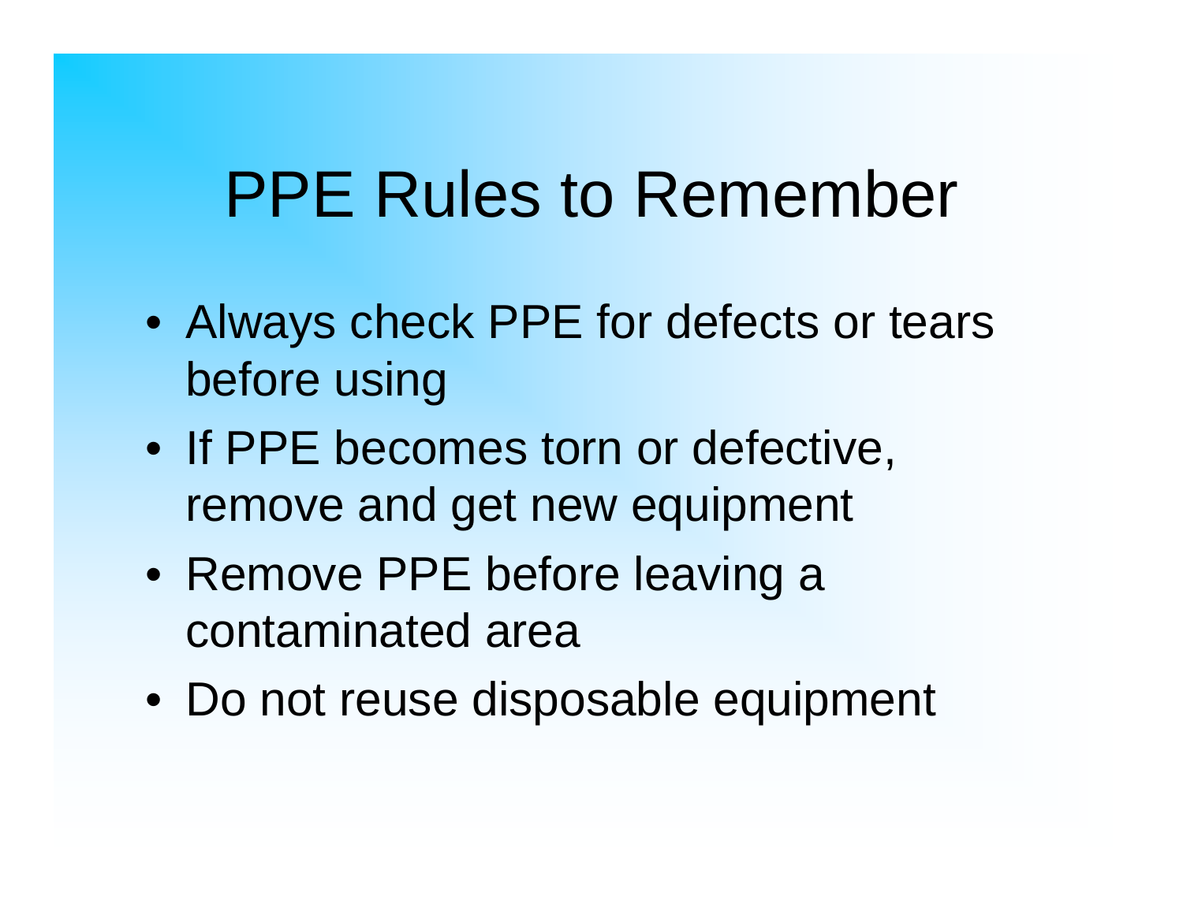# PPE Rules to Remember

- Always check PPE for defects or tears before using
- If PPE becomes torn or defective, remove and get new equipment
- Remove PPE before leaving a contaminated area
- Do not reuse disposable equipment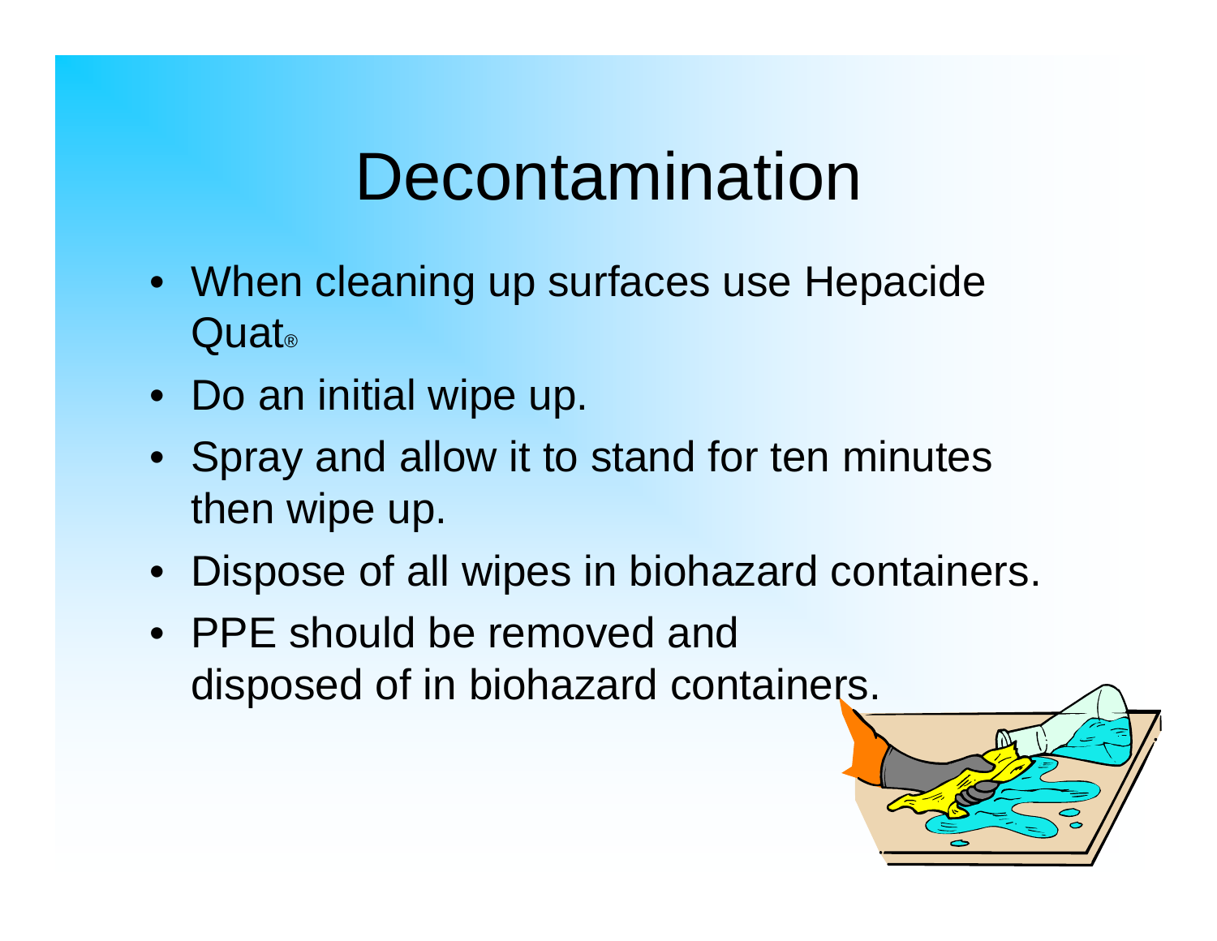# Decontamination

- When cleaning up surfaces use Hepacide Quat®
- Do an initial wipe up.
- Spray and allow it to stand for ten minutes then wipe up.
- Dispose of all wipes in biohazard containers.
- PPE should be removed and disposed of in biohazard containers.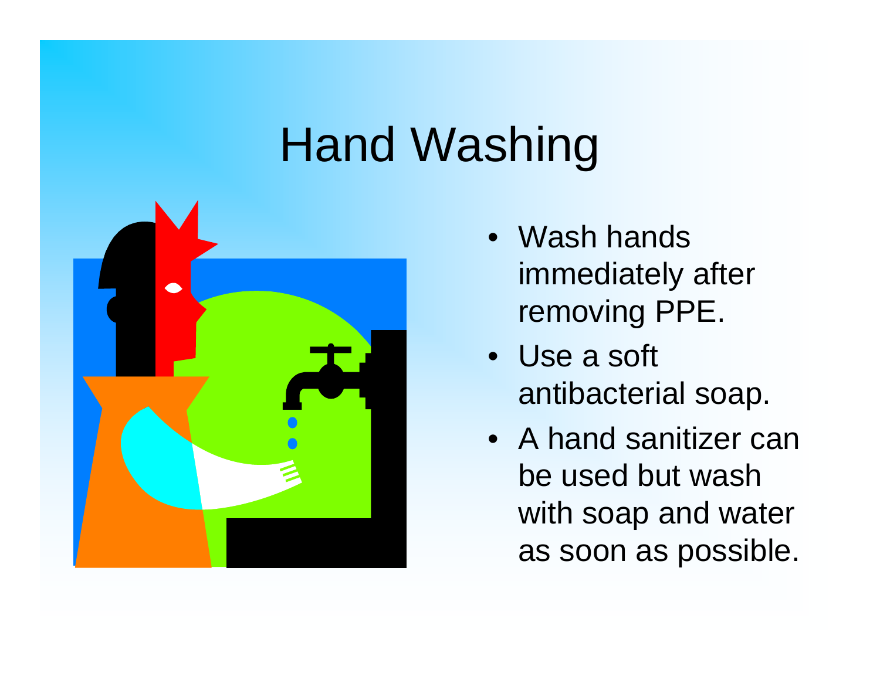# Hand Washing

- Wash hands immediately after removing PPE.
- Use a soft antibacterial soap.
- A hand sanitizer can be used but wash with soap and water as soon as possible.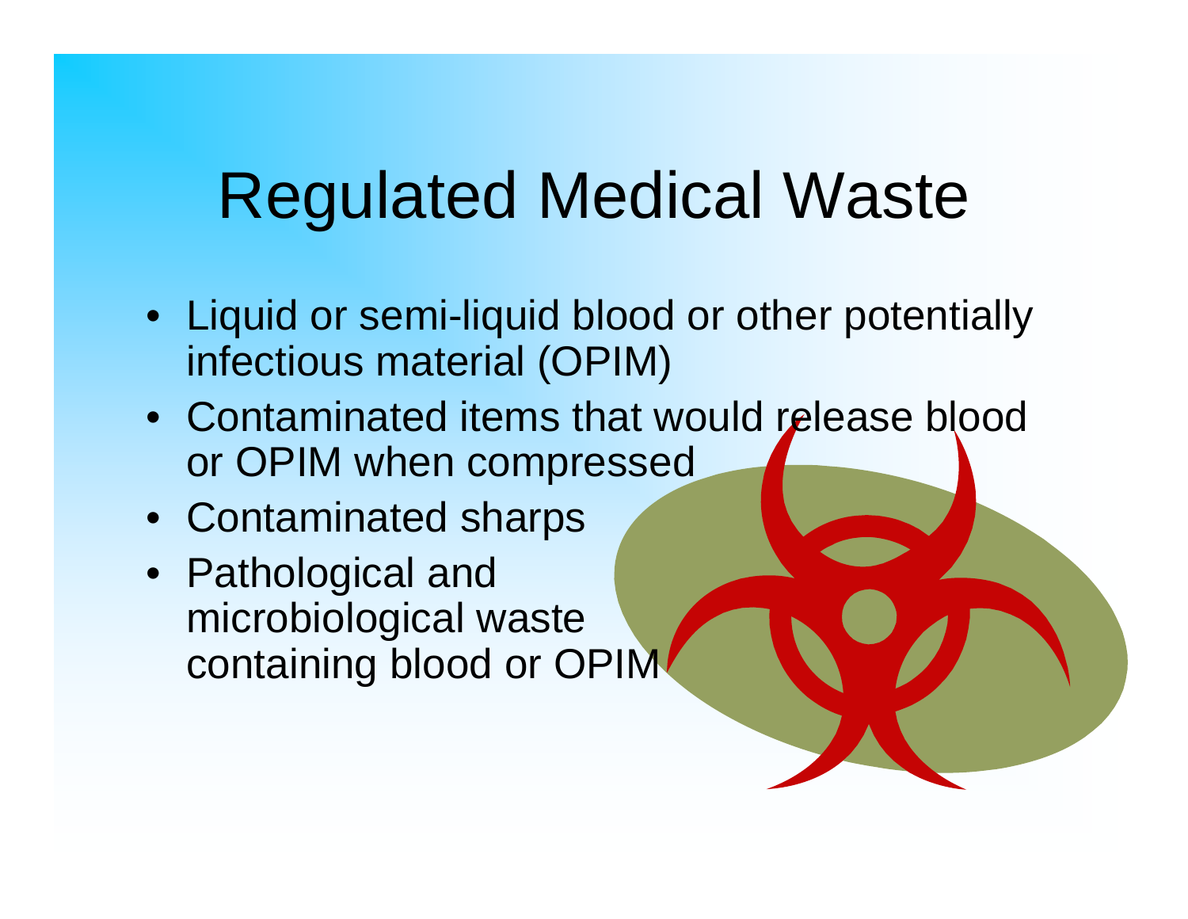# Regulated Medical Waste

- Liquid or semi-liquid blood or other potentially infectious material (OPIM)
- Contaminated items that would release blood or OPIM when compressed
- Contaminated sharps
- Pathological and microbiological waste containing blood or OPIM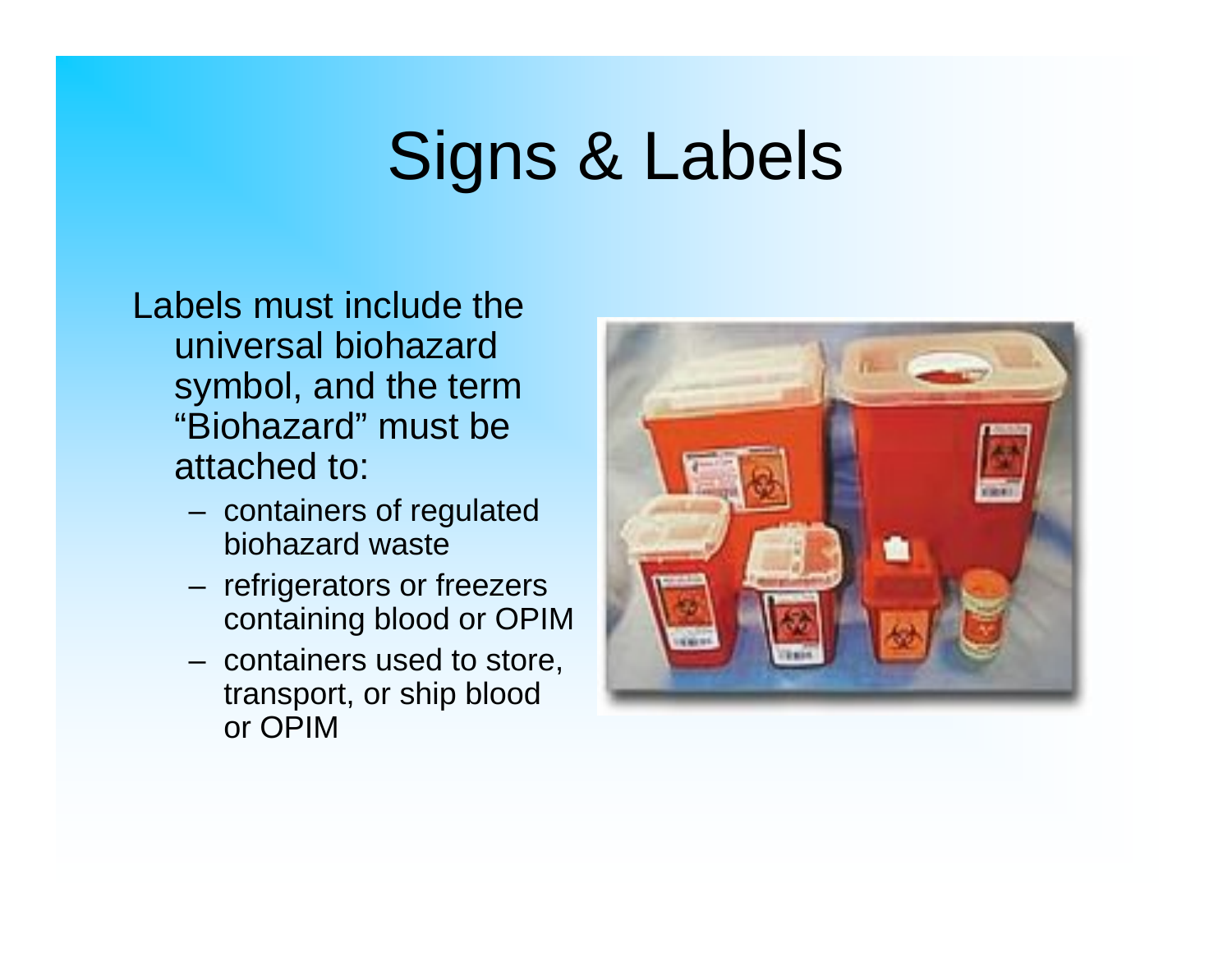# Signs & Labels

Labels must include the universal biohazard symbol, and the term "Biohazard" must be attached to:

- containers of regulated biohazard waste
- refrigerators or freezers containing blood or OPIM
- containers used to store, transport, or ship blood or OPIM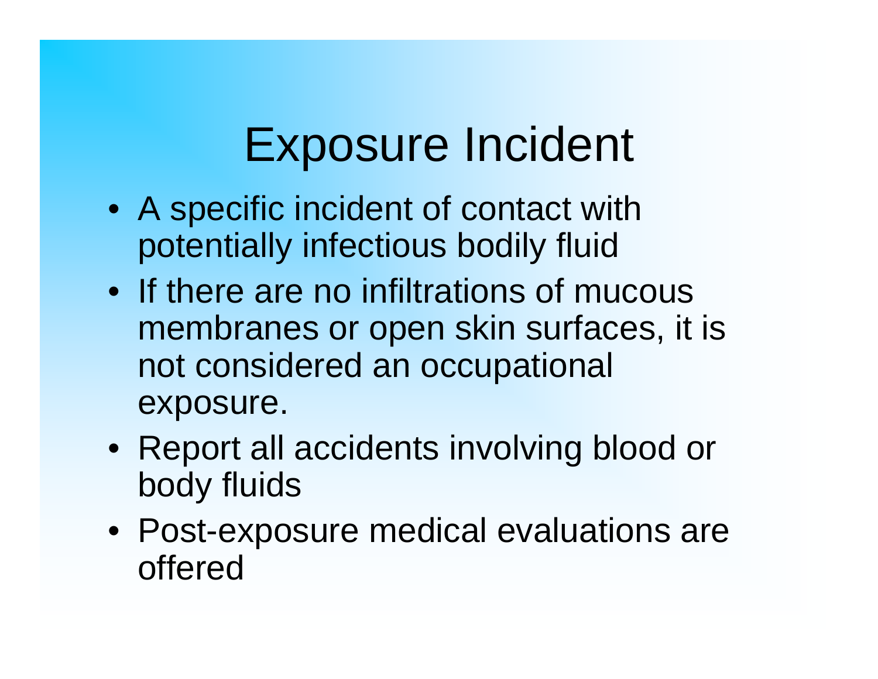# Exposure Incident

- A specific incident of contact with potentially infectious bodily fluid
- If there are no infiltrations of mucous membranes or open skin surfaces, it is not considered an occupational exposure.
- Report all accidents involving blood or body fluids
- Post-exposure medical evaluations are offered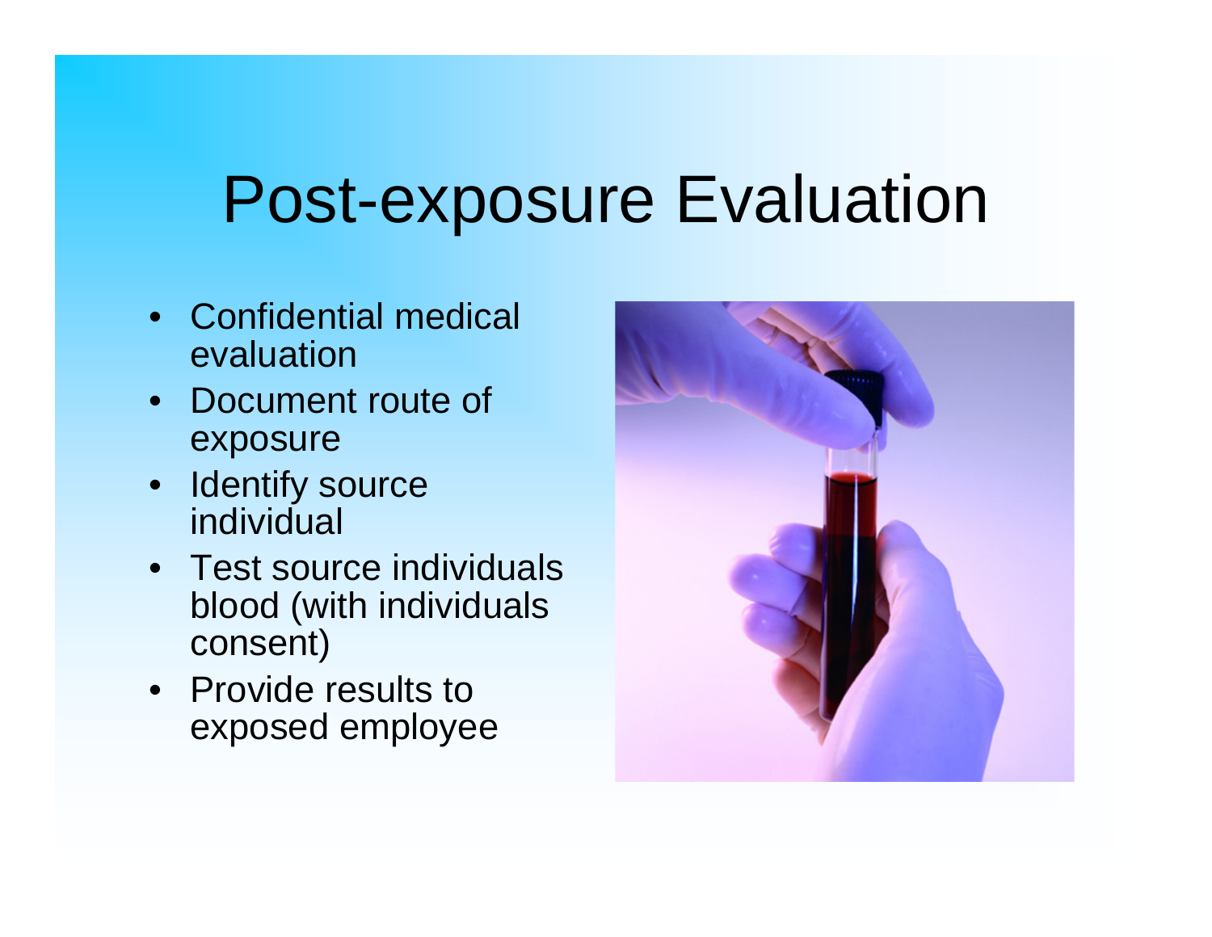# Post-exposure Evaluation

- Confidential medical evaluation
- Document route of exposure
- Identify source individual
- Test source individuals blood (with individuals consent)
- Provide results to exposed employee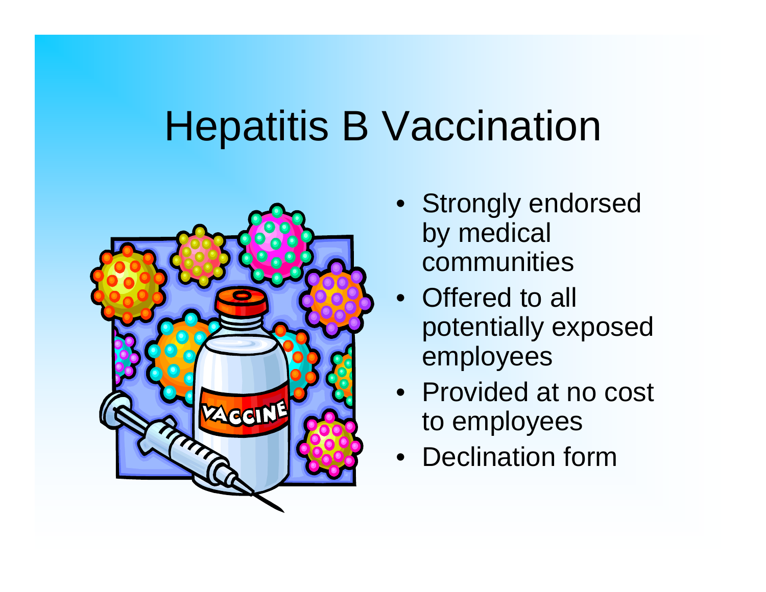# Hepatitis B Vaccination

- Strongly endorsed by medical communities
- Offered to all potentially exposed employees
- Provided at no cost to employees
- Declination form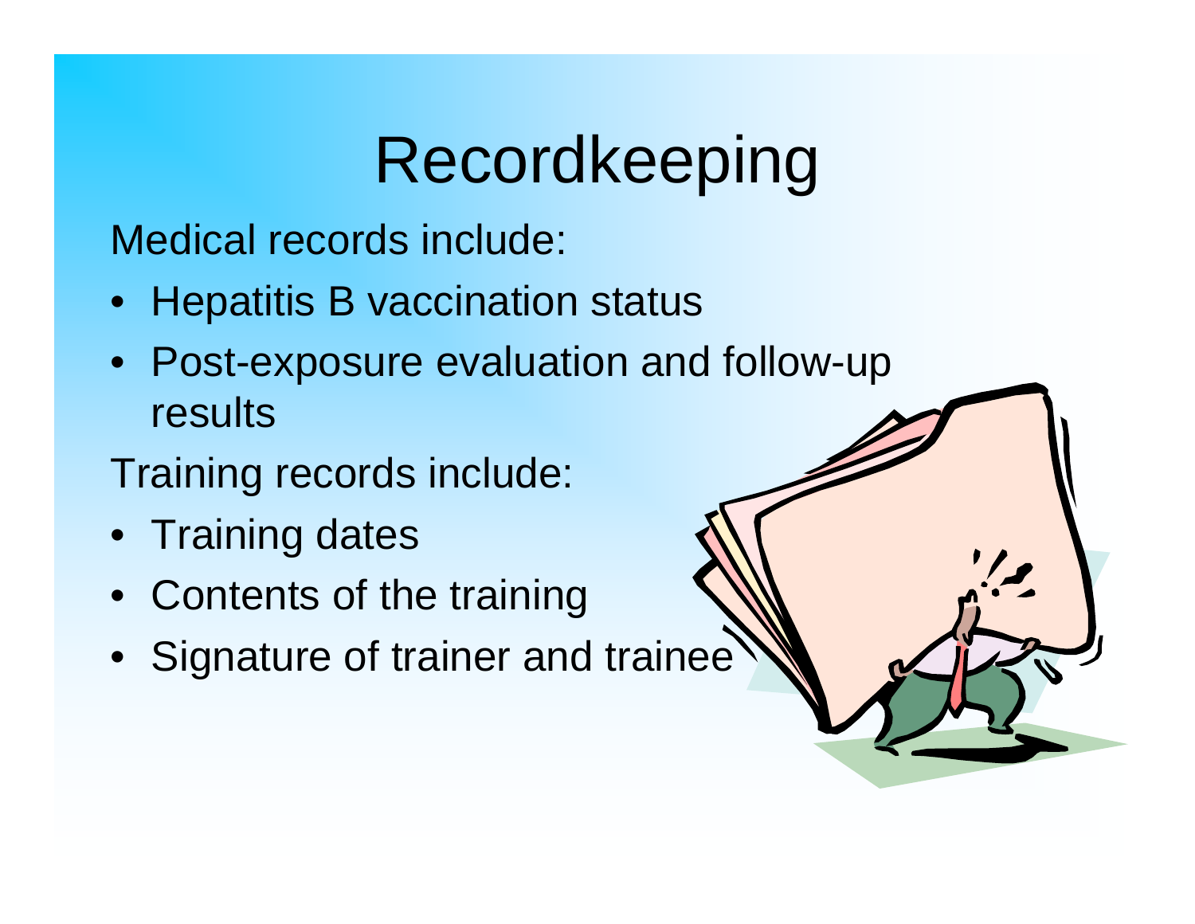# Recordkeeping

Medical records include:

- Hepatitis B vaccination status
- Post-exposure evaluation and follow-up results

Training records include:

- Training dates
- Contents of the training
- Signature of trainer and trainee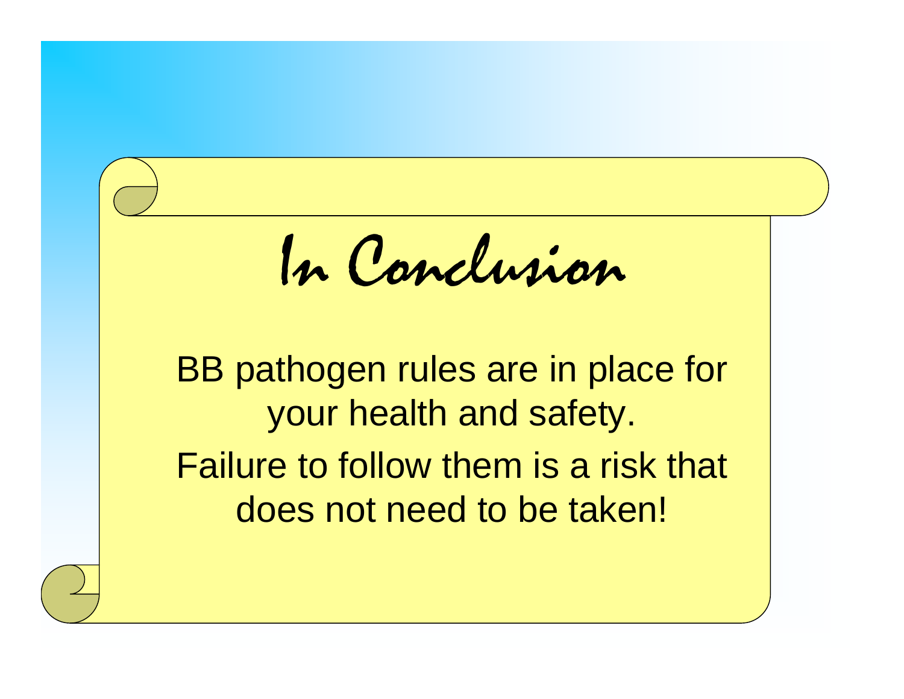# In Conclusion

BB pathogen rules are in place for your health and safety.

Failure to follow them is a risk that does not need to be taken!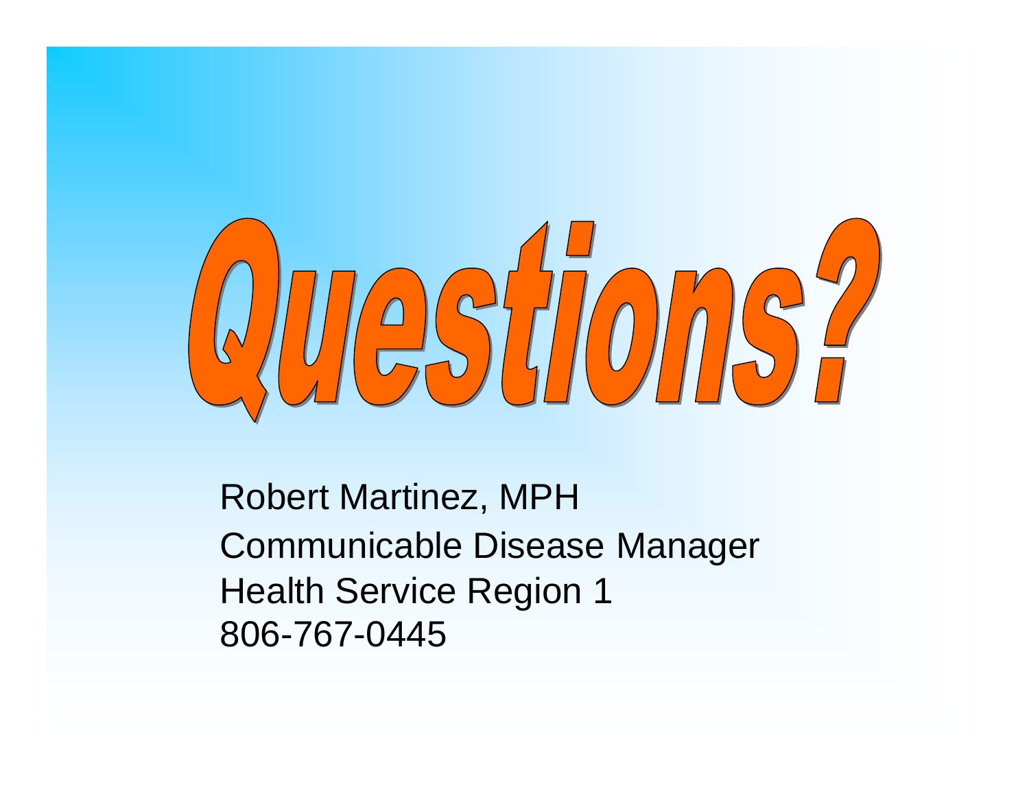# Questions?

Robert Martinez, MPH
Communicable Disease Manager
Health Service Region 1
806-767-0445